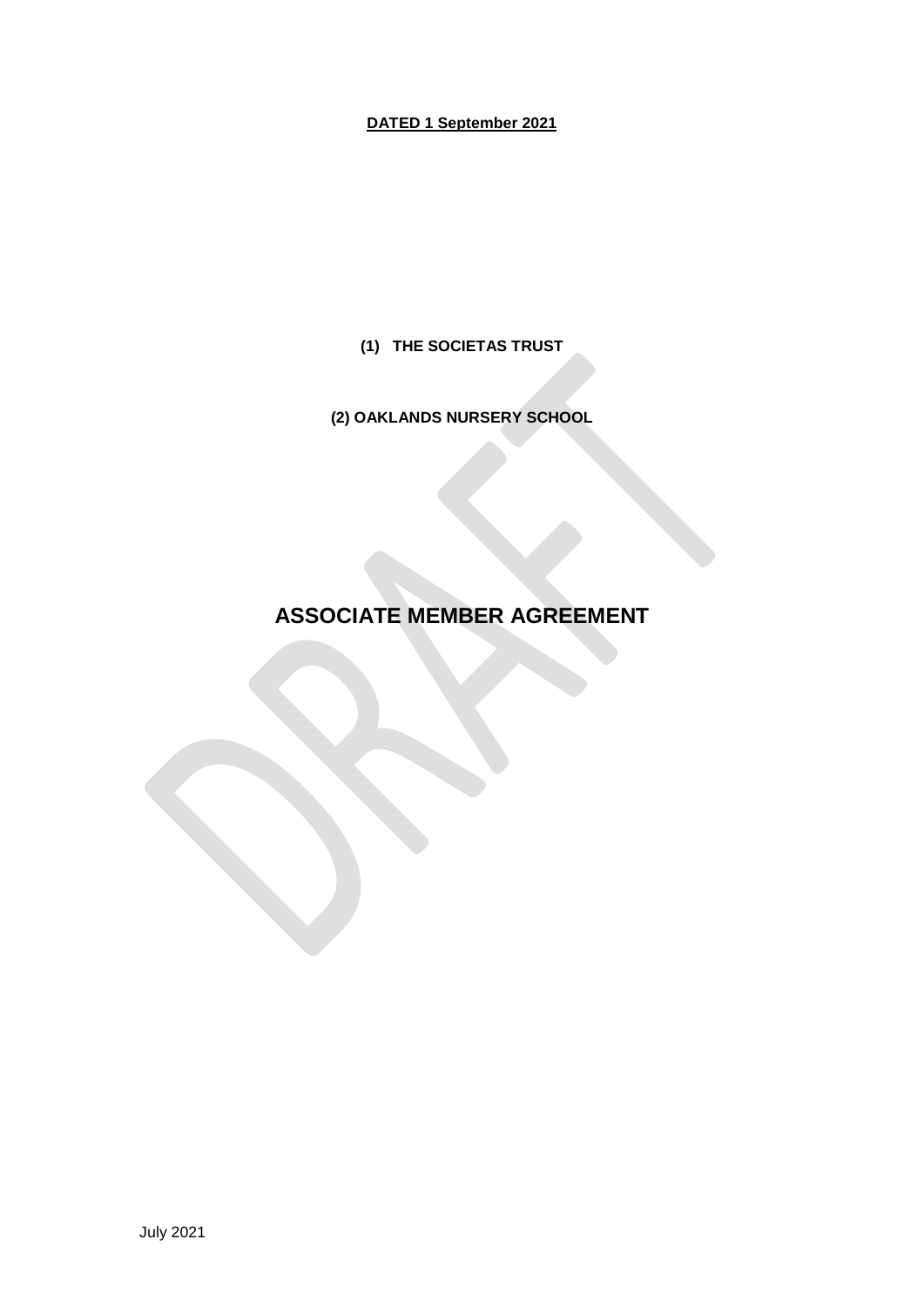**DATED 1 September 2021**

**(1) THE SOCIETAS TRUST**

**(2) OAKLANDS NURSERY SCHOOL**

# ASSOCIATE MEMBER AGREEMENT

July 2021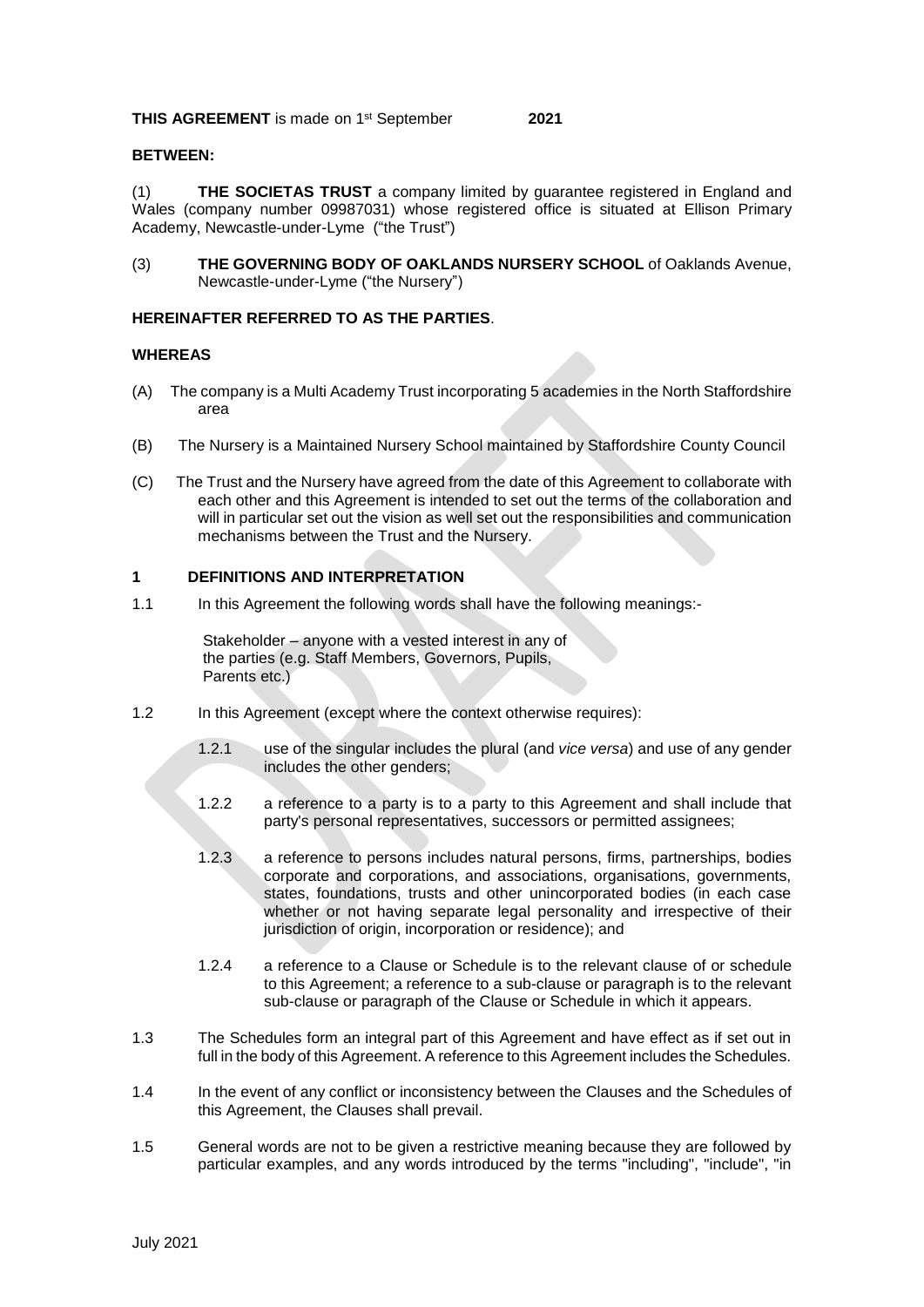**THIS AGREEMENT** is made on 1st September **2021**

**BETWEEN:**

(1) **THE SOCIETAS TRUST** a company limited by guarantee registered in England and Wales (company number 09987031) whose registered office is situated at Ellison Primary Academy, Newcastle-under-Lyme ("the Trust")

(3) **THE GOVERNING BODY OF OAKLANDS NURSERY SCHOOL** of Oaklands Avenue, Newcastle-under-Lyme ("the Nursery")

**HEREINAFTER REFERRED TO AS THE PARTIES**.

**WHEREAS**

(A) The company is a Multi Academy Trust incorporating 5 academies in the North Staffordshire area

(B) The Nursery is a Maintained Nursery School maintained by Staffordshire County Council

(C) The Trust and the Nursery have agreed from the date of this Agreement to collaborate with each other and this Agreement is intended to set out the terms of the collaboration and will in particular set out the vision as well set out the responsibilities and communication mechanisms between the Trust and the Nursery.

## 1 DEFINITIONS AND INTERPRETATION

1.1 In this Agreement the following words shall have the following meanings:-

Stakeholder – anyone with a vested interest in any of the parties (e.g. Staff Members, Governors, Pupils, Parents etc.)

1.2 In this Agreement (except where the context otherwise requires):

1.2.1 use of the singular includes the plural (and *vice versa*) and use of any gender includes the other genders;

1.2.2 a reference to a party is to a party to this Agreement and shall include that party's personal representatives, successors or permitted assignees;

1.2.3 a reference to persons includes natural persons, firms, partnerships, bodies corporate and corporations, and associations, organisations, governments, states, foundations, trusts and other unincorporated bodies (in each case whether or not having separate legal personality and irrespective of their jurisdiction of origin, incorporation or residence); and

1.2.4 a reference to a Clause or Schedule is to the relevant clause of or schedule to this Agreement; a reference to a sub-clause or paragraph is to the relevant sub-clause or paragraph of the Clause or Schedule in which it appears.

1.3 The Schedules form an integral part of this Agreement and have effect as if set out in full in the body of this Agreement. A reference to this Agreement includes the Schedules.

1.4 In the event of any conflict or inconsistency between the Clauses and the Schedules of this Agreement, the Clauses shall prevail.

1.5 General words are not to be given a restrictive meaning because they are followed by particular examples, and any words introduced by the terms "including", "include", "in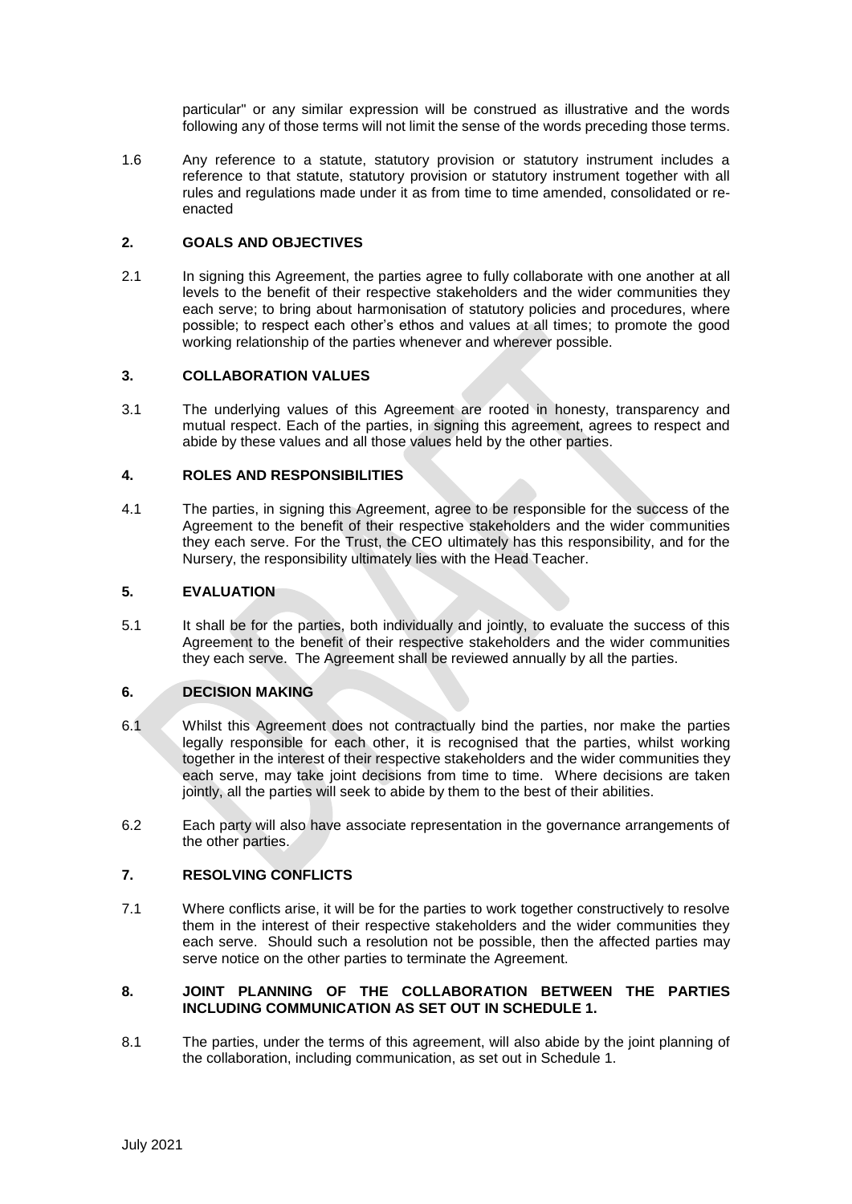particular" or any similar expression will be construed as illustrative and the words following any of those terms will not limit the sense of the words preceding those terms.

1.6 Any reference to a statute, statutory provision or statutory instrument includes a reference to that statute, statutory provision or statutory instrument together with all rules and regulations made under it as from time to time amended, consolidated or re-enacted

## 2. GOALS AND OBJECTIVES

2.1 In signing this Agreement, the parties agree to fully collaborate with one another at all levels to the benefit of their respective stakeholders and the wider communities they each serve; to bring about harmonisation of statutory policies and procedures, where possible; to respect each other's ethos and values at all times; to promote the good working relationship of the parties whenever and wherever possible.

## 3. COLLABORATION VALUES

3.1 The underlying values of this Agreement are rooted in honesty, transparency and mutual respect. Each of the parties, in signing this agreement, agrees to respect and abide by these values and all those values held by the other parties.

## 4. ROLES AND RESPONSIBILITIES

4.1 The parties, in signing this Agreement, agree to be responsible for the success of the Agreement to the benefit of their respective stakeholders and the wider communities they each serve. For the Trust, the CEO ultimately has this responsibility, and for the Nursery, the responsibility ultimately lies with the Head Teacher.

## 5. EVALUATION

5.1 It shall be for the parties, both individually and jointly, to evaluate the success of this Agreement to the benefit of their respective stakeholders and the wider communities they each serve. The Agreement shall be reviewed annually by all the parties.

## 6. DECISION MAKING

6.1 Whilst this Agreement does not contractually bind the parties, nor make the parties legally responsible for each other, it is recognised that the parties, whilst working together in the interest of their respective stakeholders and the wider communities they each serve, may take joint decisions from time to time. Where decisions are taken jointly, all the parties will seek to abide by them to the best of their abilities.

6.2 Each party will also have associate representation in the governance arrangements of the other parties.

## 7. RESOLVING CONFLICTS

7.1 Where conflicts arise, it will be for the parties to work together constructively to resolve them in the interest of their respective stakeholders and the wider communities they each serve. Should such a resolution not be possible, then the affected parties may serve notice on the other parties to terminate the Agreement.

## 8. JOINT PLANNING OF THE COLLABORATION BETWEEN THE PARTIES INCLUDING COMMUNICATION AS SET OUT IN SCHEDULE 1.

8.1 The parties, under the terms of this agreement, will also abide by the joint planning of the collaboration, including communication, as set out in Schedule 1.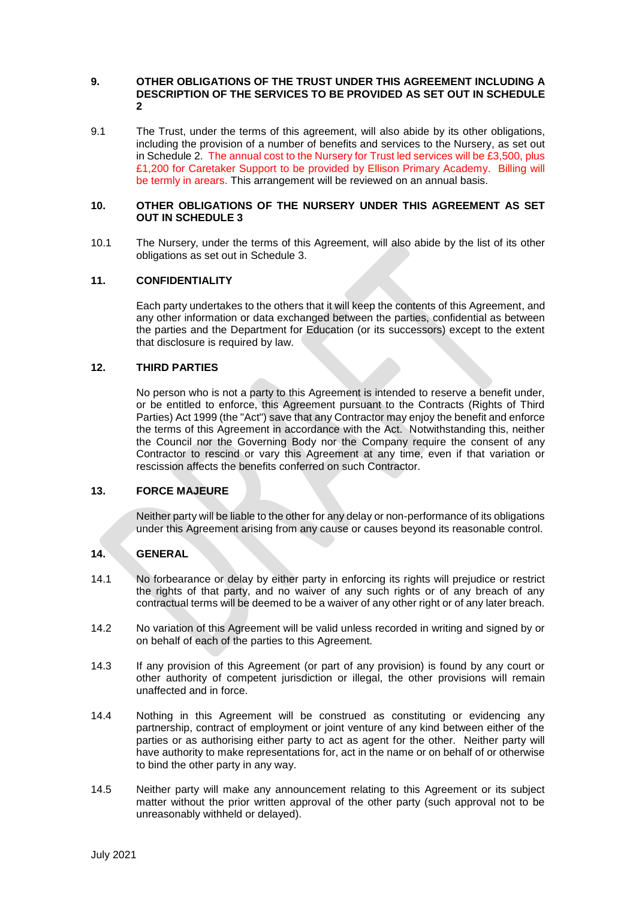**9. OTHER OBLIGATIONS OF THE TRUST UNDER THIS AGREEMENT INCLUDING A DESCRIPTION OF THE SERVICES TO BE PROVIDED AS SET OUT IN SCHEDULE 2**

9.1 The Trust, under the terms of this agreement, will also abide by its other obligations, including the provision of a number of benefits and services to the Nursery, as set out in Schedule 2. The annual cost to the Nursery for Trust led services will be £3,500, plus £1,200 for Caretaker Support to be provided by Ellison Primary Academy. Billing will be termly in arears. This arrangement will be reviewed on an annual basis.

**10. OTHER OBLIGATIONS OF THE NURSERY UNDER THIS AGREEMENT AS SET OUT IN SCHEDULE 3**

10.1 The Nursery, under the terms of this Agreement, will also abide by the list of its other obligations as set out in Schedule 3.

**11. CONFIDENTIALITY**

Each party undertakes to the others that it will keep the contents of this Agreement, and any other information or data exchanged between the parties, confidential as between the parties and the Department for Education (or its successors) except to the extent that disclosure is required by law.

**12. THIRD PARTIES**

No person who is not a party to this Agreement is intended to reserve a benefit under, or be entitled to enforce, this Agreement pursuant to the Contracts (Rights of Third Parties) Act 1999 (the "Act") save that any Contractor may enjoy the benefit and enforce the terms of this Agreement in accordance with the Act. Notwithstanding this, neither the Council nor the Governing Body nor the Company require the consent of any Contractor to rescind or vary this Agreement at any time, even if that variation or rescission affects the benefits conferred on such Contractor.

**13. FORCE MAJEURE**

Neither party will be liable to the other for any delay or non-performance of its obligations under this Agreement arising from any cause or causes beyond its reasonable control.

**14. GENERAL**

14.1 No forbearance or delay by either party in enforcing its rights will prejudice or restrict the rights of that party, and no waiver of any such rights or of any breach of any contractual terms will be deemed to be a waiver of any other right or of any later breach.

14.2 No variation of this Agreement will be valid unless recorded in writing and signed by or on behalf of each of the parties to this Agreement.

14.3 If any provision of this Agreement (or part of any provision) is found by any court or other authority of competent jurisdiction or illegal, the other provisions will remain unaffected and in force.

14.4 Nothing in this Agreement will be construed as constituting or evidencing any partnership, contract of employment or joint venture of any kind between either of the parties or as authorising either party to act as agent for the other. Neither party will have authority to make representations for, act in the name or on behalf of or otherwise to bind the other party in any way.

14.5 Neither party will make any announcement relating to this Agreement or its subject matter without the prior written approval of the other party (such approval not to be unreasonably withheld or delayed).

July 2021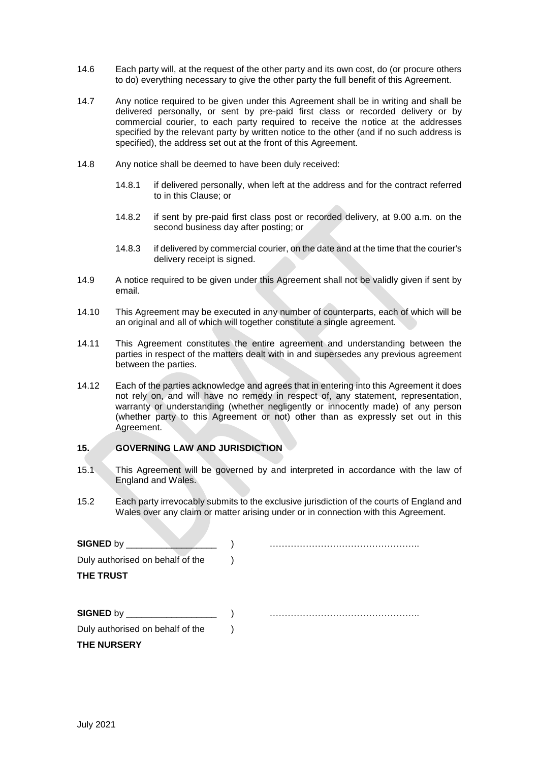14.6 Each party will, at the request of the other party and its own cost, do (or procure others to do) everything necessary to give the other party the full benefit of this Agreement.

14.7 Any notice required to be given under this Agreement shall be in writing and shall be delivered personally, or sent by pre-paid first class or recorded delivery or by commercial courier, to each party required to receive the notice at the addresses specified by the relevant party by written notice to the other (and if no such address is specified), the address set out at the front of this Agreement.

14.8 Any notice shall be deemed to have been duly received:

14.8.1 if delivered personally, when left at the address and for the contract referred to in this Clause; or

14.8.2 if sent by pre-paid first class post or recorded delivery, at 9.00 a.m. on the second business day after posting; or

14.8.3 if delivered by commercial courier, on the date and at the time that the courier's delivery receipt is signed.

14.9 A notice required to be given under this Agreement shall not be validly given if sent by email.

14.10 This Agreement may be executed in any number of counterparts, each of which will be an original and all of which will together constitute a single agreement.

14.11 This Agreement constitutes the entire agreement and understanding between the parties in respect of the matters dealt with in and supersedes any previous agreement between the parties.

14.12 Each of the parties acknowledge and agrees that in entering into this Agreement it does not rely on, and will have no remedy in respect of, any statement, representation, warranty or understanding (whether negligently or innocently made) of any person (whether party to this Agreement or not) other than as expressly set out in this Agreement.

## 15. GOVERNING LAW AND JURISDICTION

15.1 This Agreement will be governed by and interpreted in accordance with the law of England and Wales.

15.2 Each party irrevocably submits to the exclusive jurisdiction of the courts of England and Wales over any claim or matter arising under or in connection with this Agreement.

**SIGNED** by __________________ ) …………………………………………..
Duly authorised on behalf of the )
**THE TRUST**

**SIGNED** by __________________ ) …………………………………………..
Duly authorised on behalf of the )
**THE NURSERY**

July 2021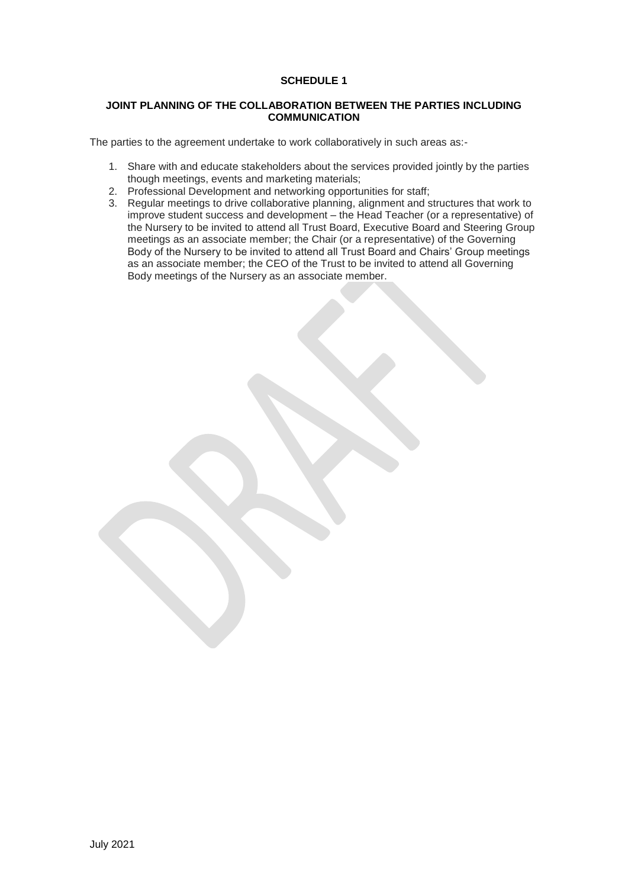# SCHEDULE 1

## JOINT PLANNING OF THE COLLABORATION BETWEEN THE PARTIES INCLUDING COMMUNICATION

The parties to the agreement undertake to work collaboratively in such areas as:-

1. Share with and educate stakeholders about the services provided jointly by the parties though meetings, events and marketing materials;
2. Professional Development and networking opportunities for staff;
3. Regular meetings to drive collaborative planning, alignment and structures that work to improve student success and development – the Head Teacher (or a representative) of the Nursery to be invited to attend all Trust Board, Executive Board and Steering Group meetings as an associate member; the Chair (or a representative) of the Governing Body of the Nursery to be invited to attend all Trust Board and Chairs' Group meetings as an associate member; the CEO of the Trust to be invited to attend all Governing Body meetings of the Nursery as an associate member.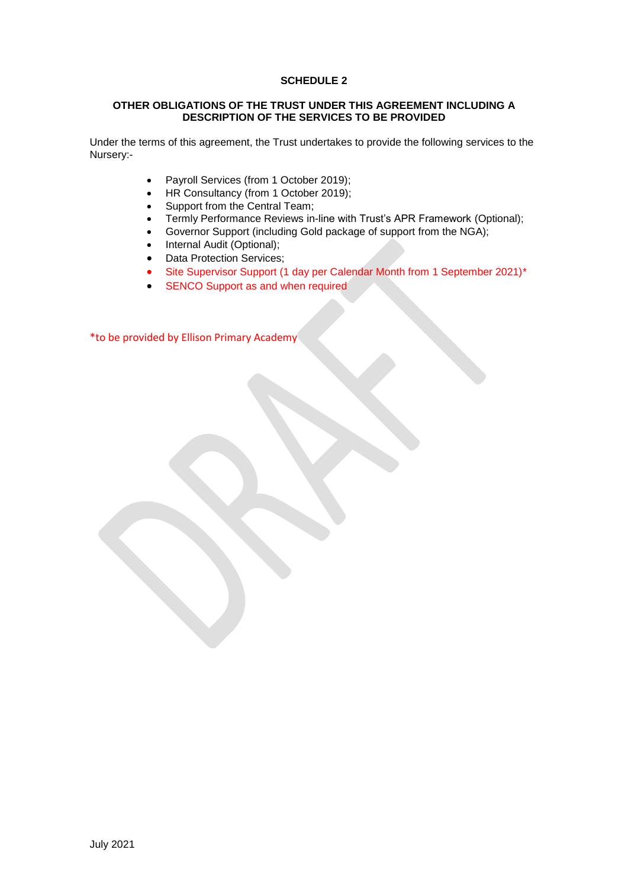# SCHEDULE 2

## OTHER OBLIGATIONS OF THE TRUST UNDER THIS AGREEMENT INCLUDING A DESCRIPTION OF THE SERVICES TO BE PROVIDED

Under the terms of this agreement, the Trust undertakes to provide the following services to the Nursery:-

- Payroll Services (from 1 October 2019);
- HR Consultancy (from 1 October 2019);
- Support from the Central Team;
- Termly Performance Reviews in-line with Trust's APR Framework (Optional);
- Governor Support (including Gold package of support from the NGA);
- Internal Audit (Optional);
- Data Protection Services;
- Site Supervisor Support (1 day per Calendar Month from 1 September 2021)*
- SENCO Support as and when required

*to be provided by Ellison Primary Academy

July 2021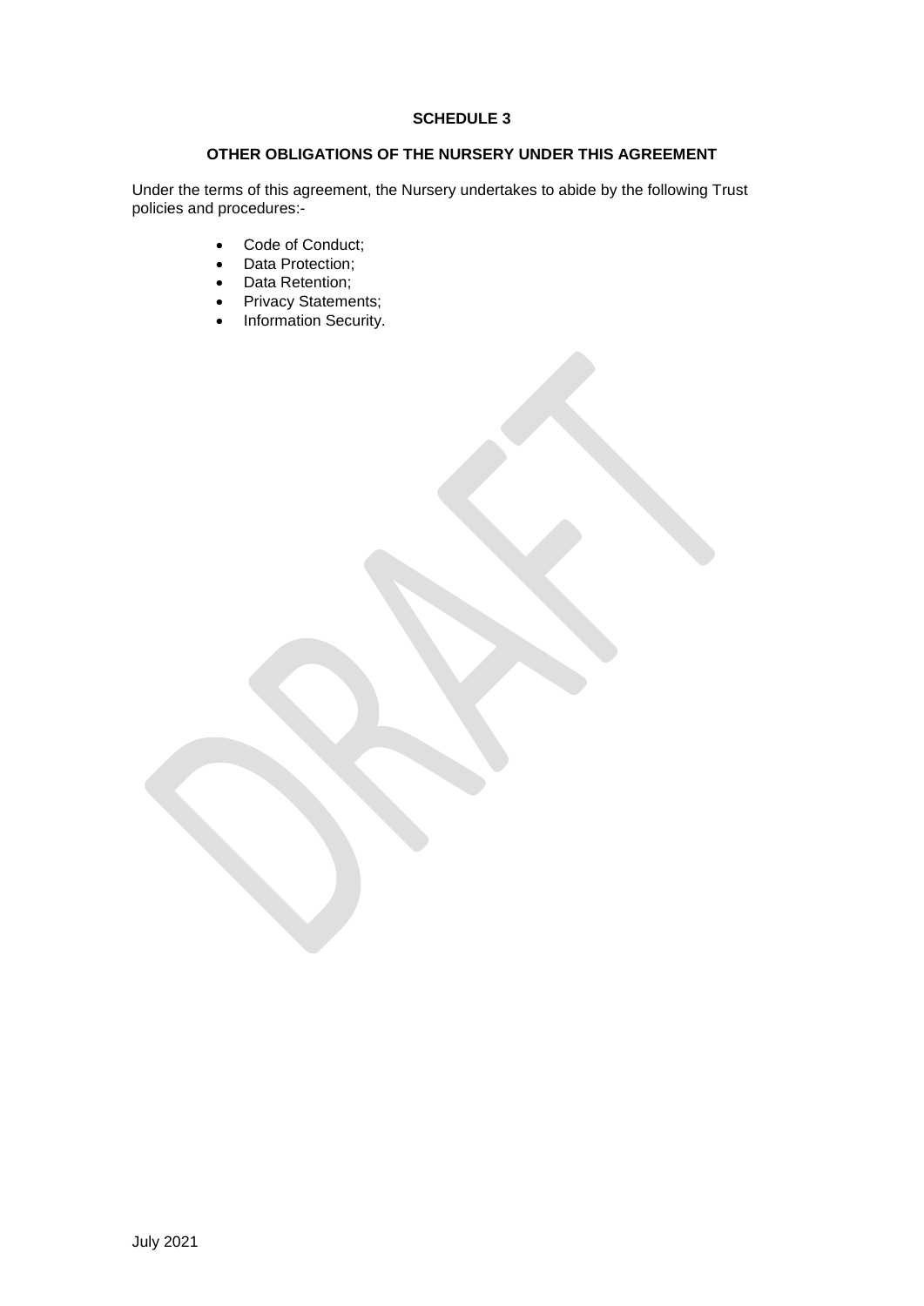## SCHEDULE 3

### OTHER OBLIGATIONS OF THE NURSERY UNDER THIS AGREEMENT

Under the terms of this agreement, the Nursery undertakes to abide by the following Trust policies and procedures:-

- Code of Conduct;
- Data Protection;
- Data Retention;
- Privacy Statements;
- Information Security.